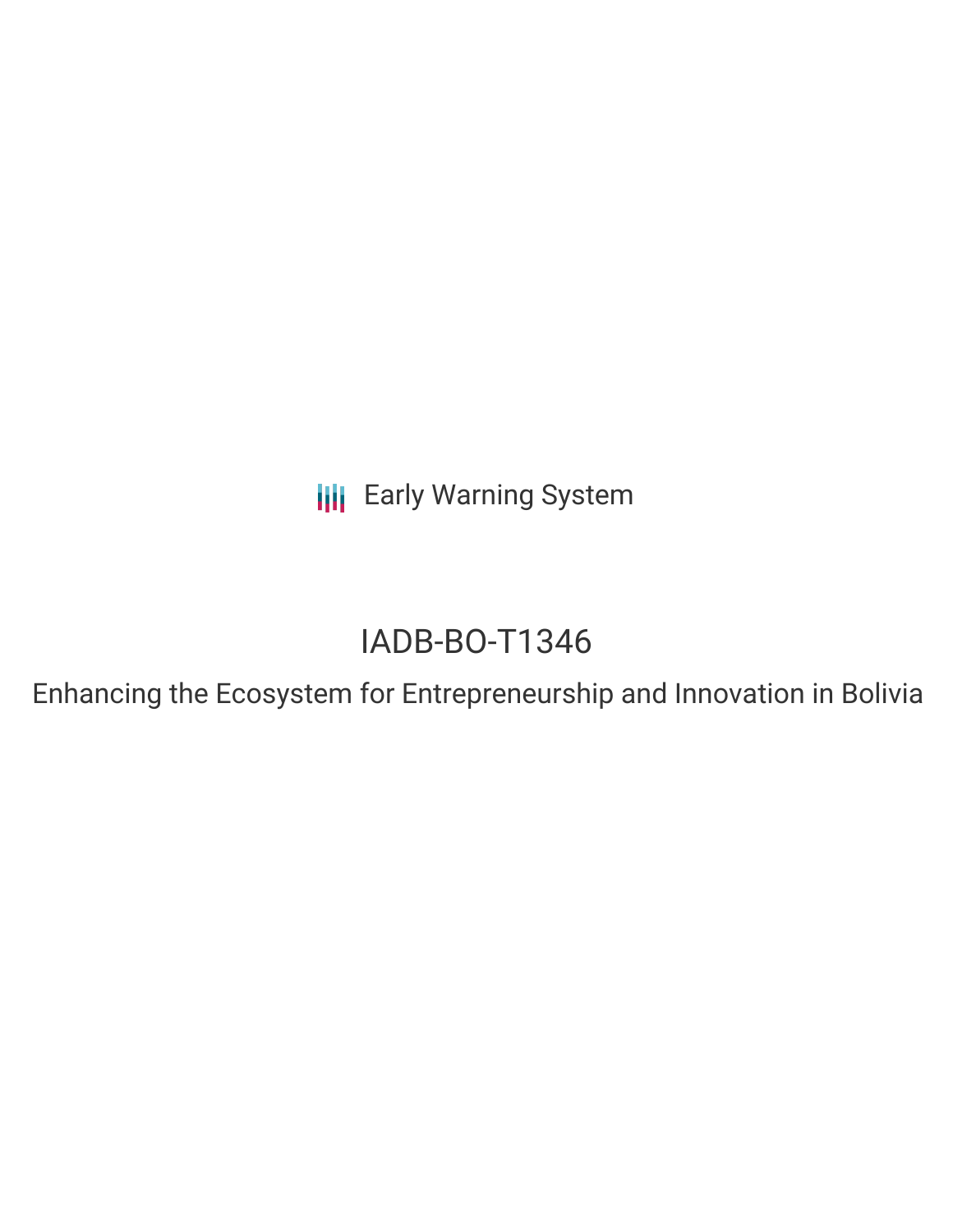Early Warning System

# IADB-BO-T1346

## Enhancing the Ecosystem for Entrepreneurship and Innovation in Bolivia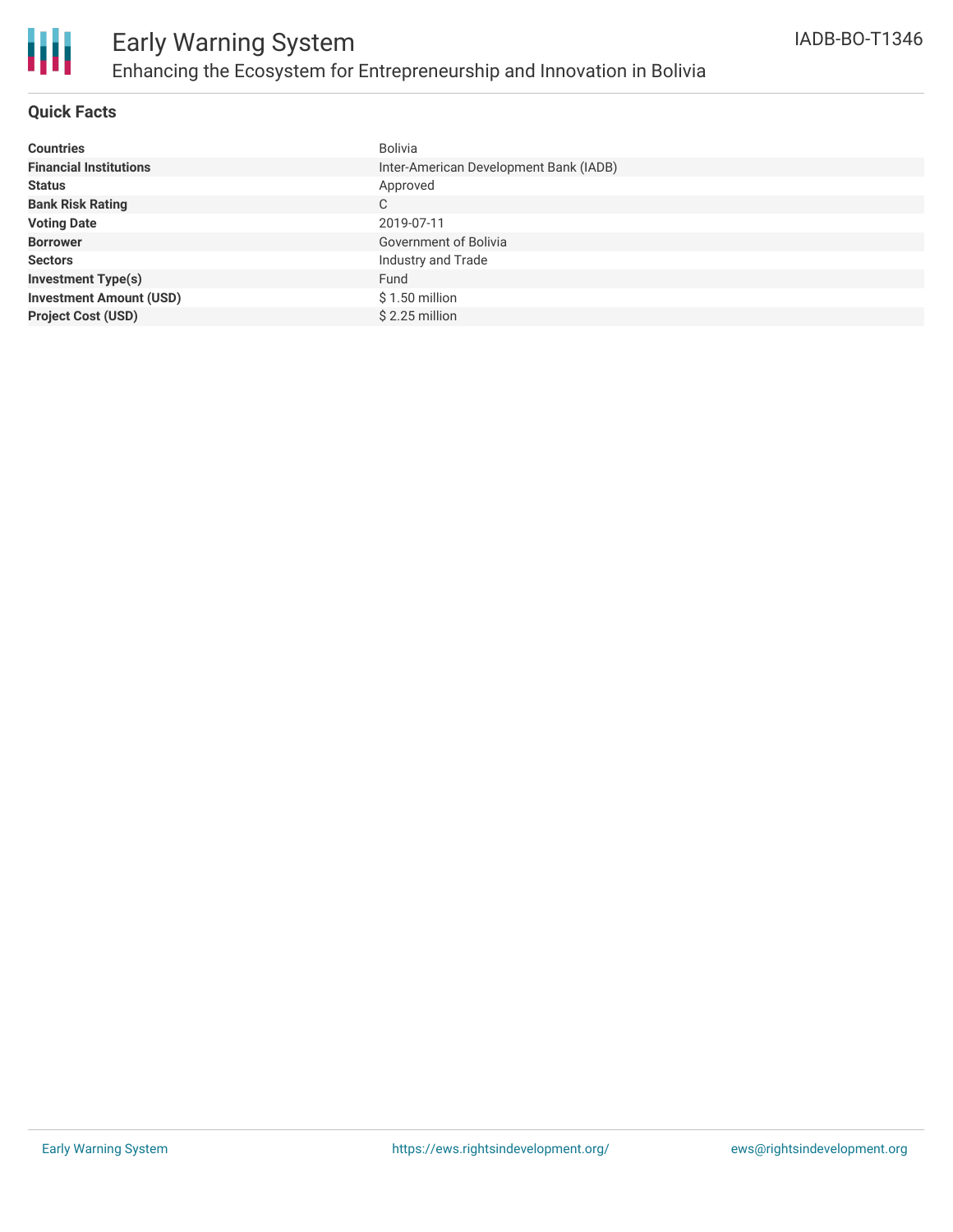# Early Warning System

## Enhancing the Ecosystem for Entrepreneurship and Innovation in Bolivia

IADB-BO-T1346

### Quick Facts

| | |
|---|---|
| **Countries** | Bolivia |
| **Financial Institutions** | Inter-American Development Bank (IADB) |
| **Status** | Approved |
| **Bank Risk Rating** | C |
| **Voting Date** | 2019-07-11 |
| **Borrower** | Government of Bolivia |
| **Sectors** | Industry and Trade |
| **Investment Type(s)** | Fund |
| **Investment Amount (USD)** | $ 1.50 million |
| **Project Cost (USD)** | $ 2.25 million |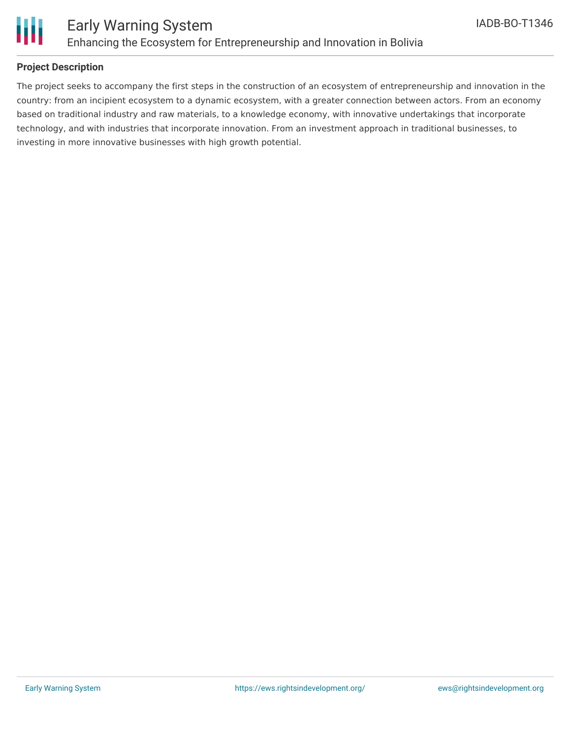## Project Description

The project seeks to accompany the first steps in the construction of an ecosystem of entrepreneurship and innovation in the country: from an incipient ecosystem to a dynamic ecosystem, with a greater connection between actors. From an economy based on traditional industry and raw materials, to a knowledge economy, with innovative undertakings that incorporate technology, and with industries that incorporate innovation. From an investment approach in traditional businesses, to investing in more innovative businesses with high growth potential.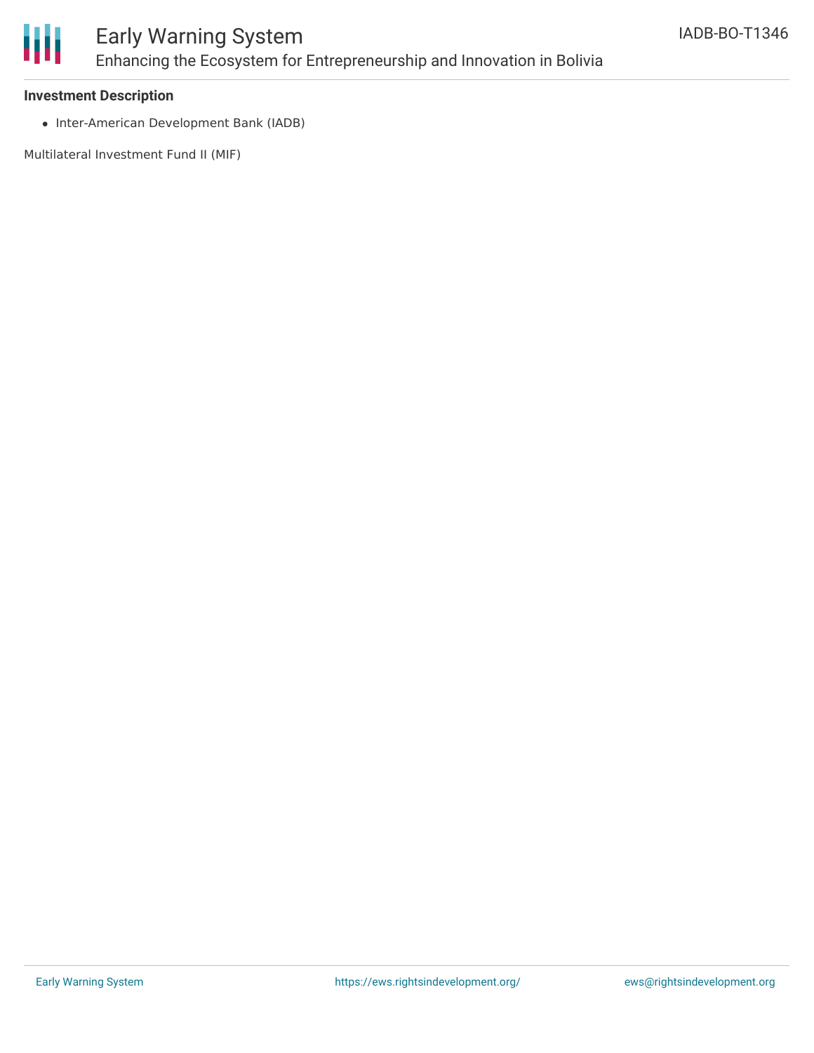### Investment Description

- Inter-American Development Bank (IADB)

Multilateral Investment Fund II (MIF)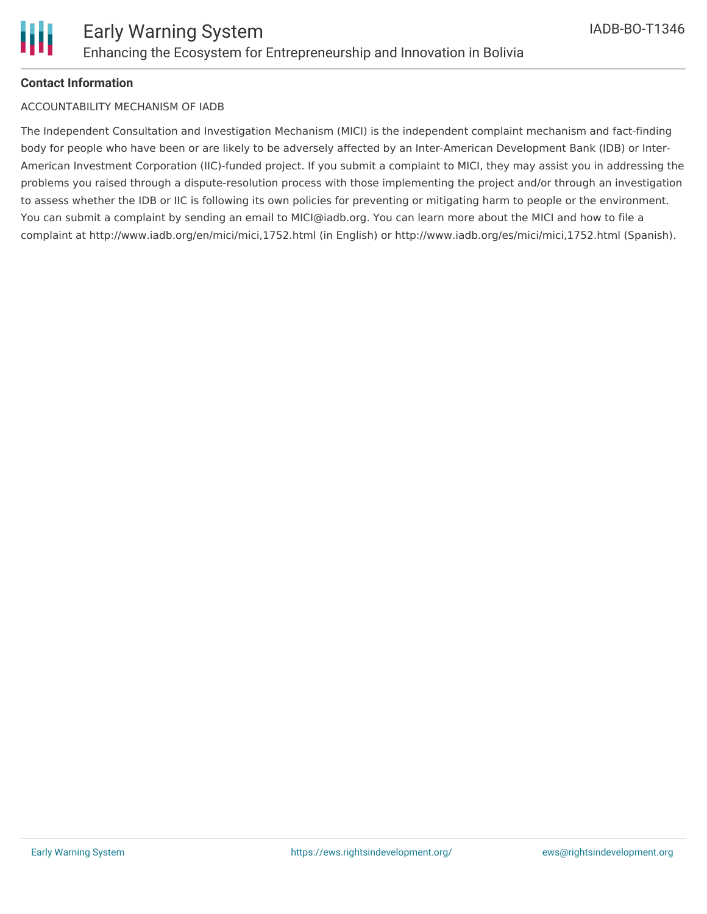**Contact Information**

ACCOUNTABILITY MECHANISM OF IADB

The Independent Consultation and Investigation Mechanism (MICI) is the independent complaint mechanism and fact-finding body for people who have been or are likely to be adversely affected by an Inter-American Development Bank (IDB) or Inter-American Investment Corporation (IIC)-funded project. If you submit a complaint to MICI, they may assist you in addressing the problems you raised through a dispute-resolution process with those implementing the project and/or through an investigation to assess whether the IDB or IIC is following its own policies for preventing or mitigating harm to people or the environment. You can submit a complaint by sending an email to MICI@iadb.org. You can learn more about the MICI and how to file a complaint at http://www.iadb.org/en/mici/mici,1752.html (in English) or http://www.iadb.org/es/mici/mici,1752.html (Spanish).